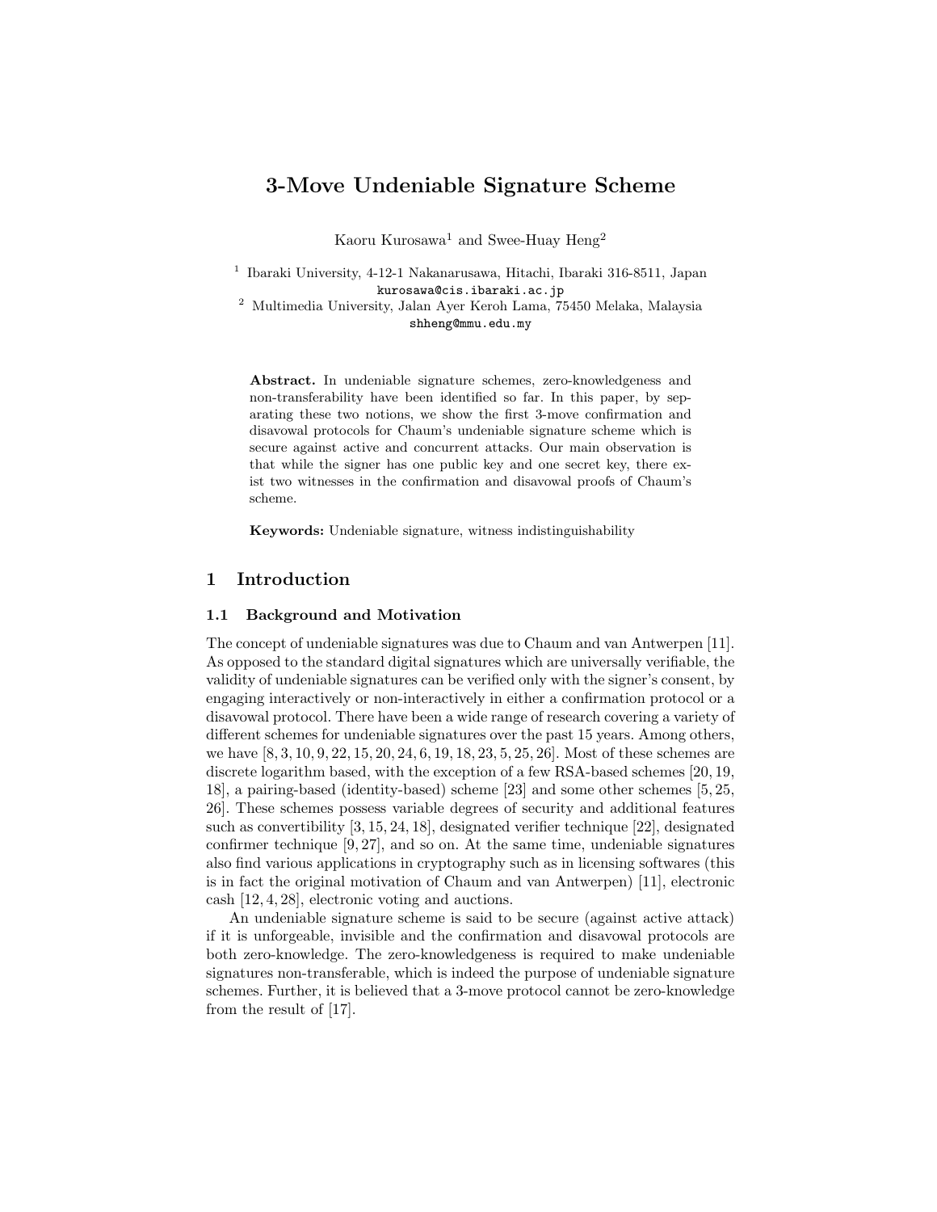# 3-Move Undeniable Signature Scheme

Kaoru Kurosawa[1] and Swee-Huay Heng[2]

[1] Ibaraki University, 4-12-1 Nakanarusawa, Hitachi, Ibaraki 316-8511, Japan
kurosawa@cis.ibaraki.ac.jp

[2] Multimedia University, Jalan Ayer Keroh Lama, 75450 Melaka, Malaysia
shheng@mmu.edu.my

**Abstract.** In undeniable signature schemes, zero-knowledgeness and non-transferability have been identified so far. In this paper, by separating these two notions, we show the first 3-move confirmation and disavowal protocols for Chaum's undeniable signature scheme which is secure against active and concurrent attacks. Our main observation is that while the signer has one public key and one secret key, there exist two witnesses in the confirmation and disavowal proofs of Chaum's scheme.

**Keywords:** Undeniable signature, witness indistinguishability

## 1 Introduction

### 1.1 Background and Motivation

The concept of undeniable signatures was due to Chaum and van Antwerpen [11]. As opposed to the standard digital signatures which are universally verifiable, the validity of undeniable signatures can be verified only with the signer's consent, by engaging interactively or non-interactively in either a confirmation protocol or a disavowal protocol. There have been a wide range of research covering a variety of different schemes for undeniable signatures over the past 15 years. Among others, we have [8, 3, 10, 9, 22, 15, 20, 24, 6, 19, 18, 23, 5, 25, 26]. Most of these schemes are discrete logarithm based, with the exception of a few RSA-based schemes [20, 19, 18], a pairing-based (identity-based) scheme [23] and some other schemes [5, 25, 26]. These schemes possess variable degrees of security and additional features such as convertibility [3, 15, 24, 18], designated verifier technique [22], designated confirmer technique [9, 27], and so on. At the same time, undeniable signatures also find various applications in cryptography such as in licensing softwares (this is in fact the original motivation of Chaum and van Antwerpen) [11], electronic cash [12, 4, 28], electronic voting and auctions.

An undeniable signature scheme is said to be secure (against active attack) if it is unforgeable, invisible and the confirmation and disavowal protocols are both zero-knowledge. The zero-knowledgeness is required to make undeniable signatures non-transferable, which is indeed the purpose of undeniable signature schemes. Further, it is believed that a 3-move protocol cannot be zero-knowledge from the result of [17].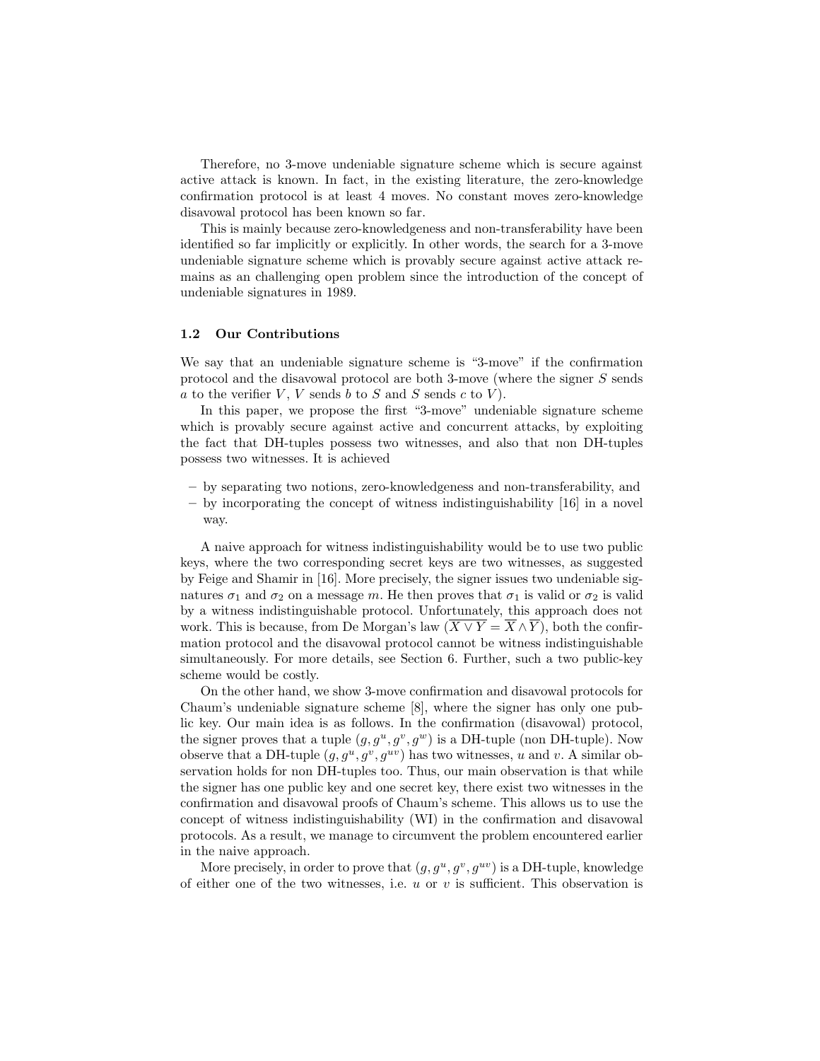Therefore, no 3-move undeniable signature scheme which is secure against active attack is known. In fact, in the existing literature, the zero-knowledge confirmation protocol is at least 4 moves. No constant moves zero-knowledge disavowal protocol has been known so far.

This is mainly because zero-knowledgeness and non-transferability have been identified so far implicitly or explicitly. In other words, the search for a 3-move undeniable signature scheme which is provably secure against active attack remains as an challenging open problem since the introduction of the concept of undeniable signatures in 1989.

### 1.2 Our Contributions

We say that an undeniable signature scheme is "3-move" if the confirmation protocol and the disavowal protocol are both 3-move (where the signer $S$ sends $a$ to the verifier $V$, $V$ sends $b$ to $S$ and $S$ sends $c$ to $V$).

In this paper, we propose the first "3-move" undeniable signature scheme which is provably secure against active and concurrent attacks, by exploiting the fact that DH-tuples possess two witnesses, and also that non DH-tuples possess two witnesses. It is achieved

- by separating two notions, zero-knowledgeness and non-transferability, and
- by incorporating the concept of witness indistinguishability [16] in a novel way.

A naive approach for witness indistinguishability would be to use two public keys, where the two corresponding secret keys are two witnesses, as suggested by Feige and Shamir in [16]. More precisely, the signer issues two undeniable signatures $\sigma_1$ and $\sigma_2$ on a message $m$. He then proves that $\sigma_1$ is valid or $\sigma_2$ is valid by a witness indistinguishable protocol. Unfortunately, this approach does not work. This is because, from De Morgan's law ($\overline{X \vee Y} = \overline{X} \wedge \overline{Y}$), both the confirmation protocol and the disavowal protocol cannot be witness indistinguishable simultaneously. For more details, see Section 6. Further, such a two public-key scheme would be costly.

On the other hand, we show 3-move confirmation and disavowal protocols for Chaum's undeniable signature scheme [8], where the signer has only one public key. Our main idea is as follows. In the confirmation (disavowal) protocol, the signer proves that a tuple $(g, g^u, g^v, g^w)$ is a DH-tuple (non DH-tuple). Now observe that a DH-tuple $(g, g^u, g^v, g^{uv})$ has two witnesses, $u$ and $v$. A similar observation holds for non DH-tuples too. Thus, our main observation is that while the signer has one public key and one secret key, there exist two witnesses in the confirmation and disavowal proofs of Chaum's scheme. This allows us to use the concept of witness indistinguishability (WI) in the confirmation and disavowal protocols. As a result, we manage to circumvent the problem encountered earlier in the naive approach.

More precisely, in order to prove that $(g, g^u, g^v, g^{uv})$ is a DH-tuple, knowledge of either one of the two witnesses, i.e. $u$ or $v$ is sufficient. This observation is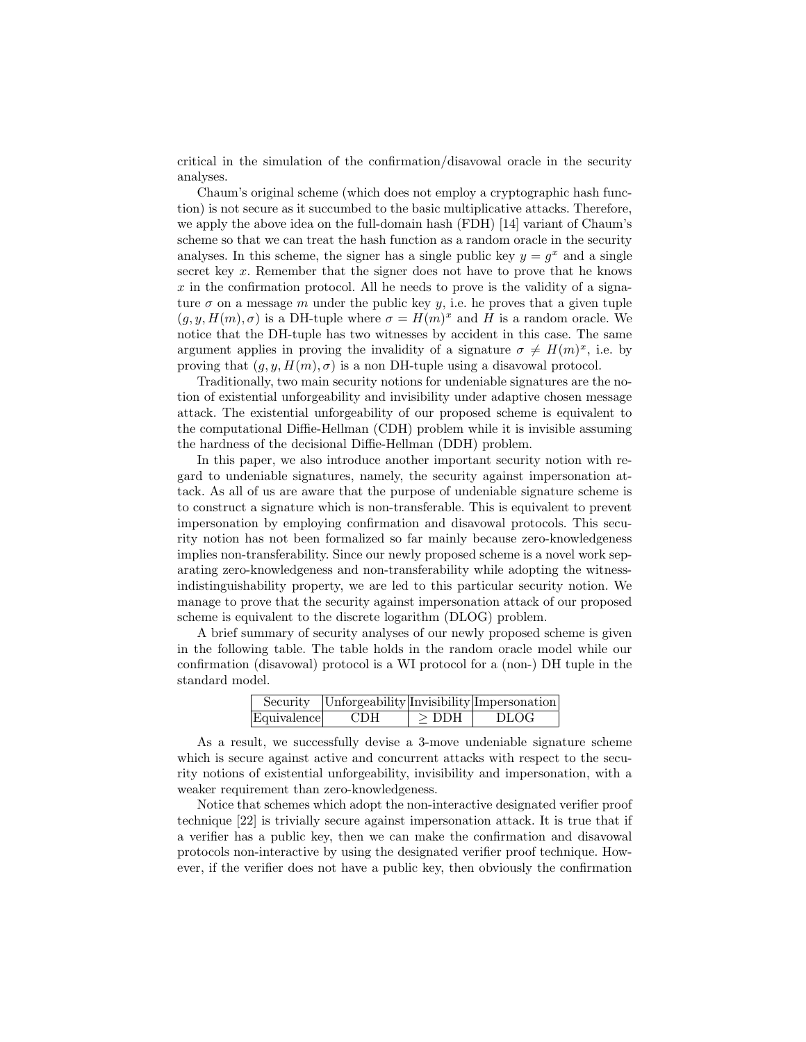critical in the simulation of the confirmation/disavowal oracle in the security analyses.

Chaum's original scheme (which does not employ a cryptographic hash function) is not secure as it succumbed to the basic multiplicative attacks. Therefore, we apply the above idea on the full-domain hash (FDH) [14] variant of Chaum's scheme so that we can treat the hash function as a random oracle in the security analyses. In this scheme, the signer has a single public key $y = g^x$ and a single secret key $x$. Remember that the signer does not have to prove that he knows $x$ in the confirmation protocol. All he needs to prove is the validity of a signature $\sigma$ on a message $m$ under the public key $y$, i.e. he proves that a given tuple $(g, y, H(m), \sigma)$ is a DH-tuple where $\sigma = H(m)^x$ and $H$ is a random oracle. We notice that the DH-tuple has two witnesses by accident in this case. The same argument applies in proving the invalidity of a signature $\sigma \neq H(m)^x$, i.e. by proving that $(g, y, H(m), \sigma)$ is a non DH-tuple using a disavowal protocol.

Traditionally, two main security notions for undeniable signatures are the notion of existential unforgeability and invisibility under adaptive chosen message attack. The existential unforgeability of our proposed scheme is equivalent to the computational Diffie-Hellman (CDH) problem while it is invisible assuming the hardness of the decisional Diffie-Hellman (DDH) problem.

In this paper, we also introduce another important security notion with regard to undeniable signatures, namely, the security against impersonation attack. As all of us are aware that the purpose of undeniable signature scheme is to construct a signature which is non-transferable. This is equivalent to prevent impersonation by employing confirmation and disavowal protocols. This security notion has not been formalized so far mainly because zero-knowledgeness implies non-transferability. Since our newly proposed scheme is a novel work separating zero-knowledgeness and non-transferability while adopting the witness-indistinguishability property, we are led to this particular security notion. We manage to prove that the security against impersonation attack of our proposed scheme is equivalent to the discrete logarithm (DLOG) problem.

A brief summary of security analyses of our newly proposed scheme is given in the following table. The table holds in the random oracle model while our confirmation (disavowal) protocol is a WI protocol for a (non-) DH tuple in the standard model.

| Security | Unforgeability | Invisibility | Impersonation |
|---|---|---|---|
| Equivalence | CDH | $\geq$ DDH | DLOG |

As a result, we successfully devise a 3-move undeniable signature scheme which is secure against active and concurrent attacks with respect to the security notions of existential unforgeability, invisibility and impersonation, with a weaker requirement than zero-knowledgeness.

Notice that schemes which adopt the non-interactive designated verifier proof technique [22] is trivially secure against impersonation attack. It is true that if a verifier has a public key, then we can make the confirmation and disavowal protocols non-interactive by using the designated verifier proof technique. However, if the verifier does not have a public key, then obviously the confirmation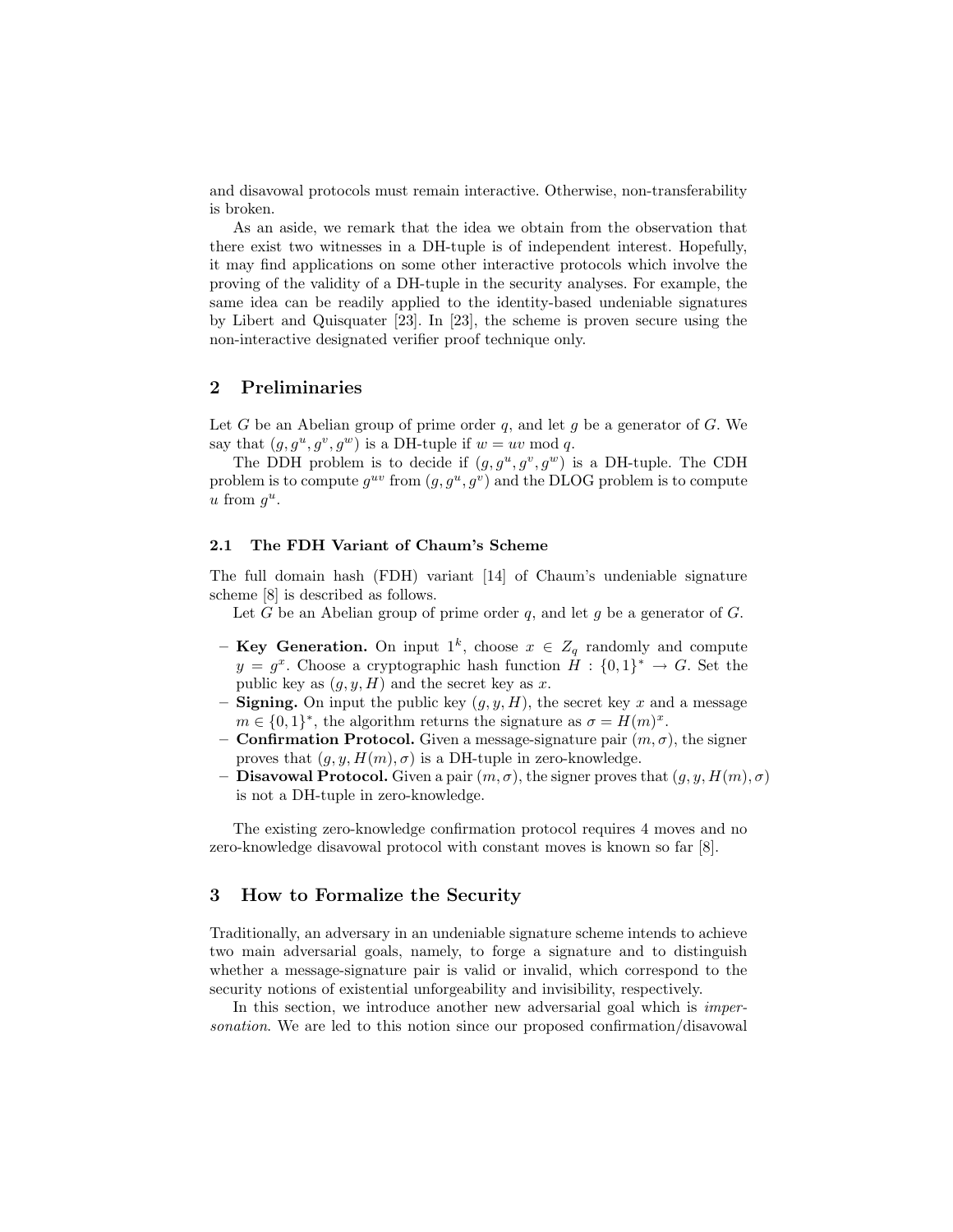and disavowal protocols must remain interactive. Otherwise, non-transferability is broken.

As an aside, we remark that the idea we obtain from the observation that there exist two witnesses in a DH-tuple is of independent interest. Hopefully, it may find applications on some other interactive protocols which involve the proving of the validity of a DH-tuple in the security analyses. For example, the same idea can be readily applied to the identity-based undeniable signatures by Libert and Quisquater [23]. In [23], the scheme is proven secure using the non-interactive designated verifier proof technique only.

## 2 Preliminaries

Let $G$ be an Abelian group of prime order $q$, and let $g$ be a generator of $G$. We say that $(g, g^u, g^v, g^w)$ is a DH-tuple if $w = uv \bmod q$.

The DDH problem is to decide if $(g, g^u, g^v, g^w)$ is a DH-tuple. The CDH problem is to compute $g^{uv}$ from $(g, g^u, g^v)$ and the DLOG problem is to compute $u$ from $g^u$.

### 2.1 The FDH Variant of Chaum's Scheme

The full domain hash (FDH) variant [14] of Chaum's undeniable signature scheme [8] is described as follows.

Let $G$ be an Abelian group of prime order $q$, and let $g$ be a generator of $G$.

- **Key Generation.** On input $1^k$, choose $x \in Z_q$ randomly and compute $y = g^x$. Choose a cryptographic hash function $H : \{0,1\}^* \rightarrow G$. Set the public key as $(g, y, H)$ and the secret key as $x$.
- **Signing.** On input the public key $(g, y, H)$, the secret key $x$ and a message $m \in \{0,1\}^*$, the algorithm returns the signature as $\sigma = H(m)^x$.
- **Confirmation Protocol.** Given a message-signature pair $(m, \sigma)$, the signer proves that $(g, y, H(m), \sigma)$ is a DH-tuple in zero-knowledge.
- **Disavowal Protocol.** Given a pair $(m, \sigma)$, the signer proves that $(g, y, H(m), \sigma)$ is not a DH-tuple in zero-knowledge.

The existing zero-knowledge confirmation protocol requires 4 moves and no zero-knowledge disavowal protocol with constant moves is known so far [8].

## 3 How to Formalize the Security

Traditionally, an adversary in an undeniable signature scheme intends to achieve two main adversarial goals, namely, to forge a signature and to distinguish whether a message-signature pair is valid or invalid, which correspond to the security notions of existential unforgeability and invisibility, respectively.

In this section, we introduce another new adversarial goal which is *impersonation*. We are led to this notion since our proposed confirmation/disavowal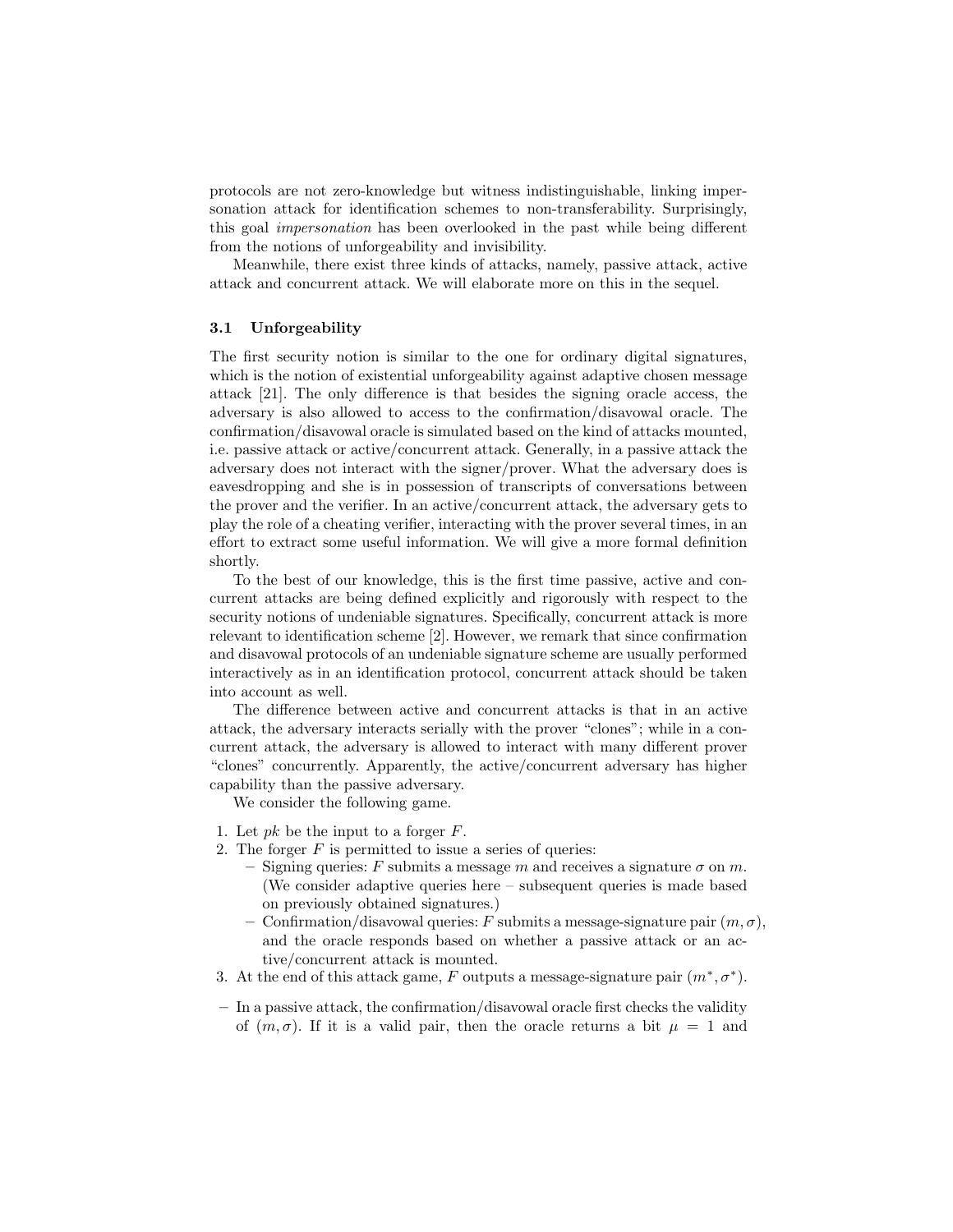protocols are not zero-knowledge but witness indistinguishable, linking impersonation attack for identification schemes to non-transferability. Surprisingly, this goal *impersonation* has been overlooked in the past while being different from the notions of unforgeability and invisibility.

Meanwhile, there exist three kinds of attacks, namely, passive attack, active attack and concurrent attack. We will elaborate more on this in the sequel.

### 3.1 Unforgeability

The first security notion is similar to the one for ordinary digital signatures, which is the notion of existential unforgeability against adaptive chosen message attack [21]. The only difference is that besides the signing oracle access, the adversary is also allowed to access to the confirmation/disavowal oracle. The confirmation/disavowal oracle is simulated based on the kind of attacks mounted, i.e. passive attack or active/concurrent attack. Generally, in a passive attack the adversary does not interact with the signer/prover. What the adversary does is eavesdropping and she is in possession of transcripts of conversations between the prover and the verifier. In an active/concurrent attack, the adversary gets to play the role of a cheating verifier, interacting with the prover several times, in an effort to extract some useful information. We will give a more formal definition shortly.

To the best of our knowledge, this is the first time passive, active and concurrent attacks are being defined explicitly and rigorously with respect to the security notions of undeniable signatures. Specifically, concurrent attack is more relevant to identification scheme [2]. However, we remark that since confirmation and disavowal protocols of an undeniable signature scheme are usually performed interactively as in an identification protocol, concurrent attack should be taken into account as well.

The difference between active and concurrent attacks is that in an active attack, the adversary interacts serially with the prover "clones"; while in a concurrent attack, the adversary is allowed to interact with many different prover "clones" concurrently. Apparently, the active/concurrent adversary has higher capability than the passive adversary.

We consider the following game.

1. Let $pk$ be the input to a forger $F$.
2. The forger $F$ is permitted to issue a series of queries:
   - Signing queries: $F$ submits a message $m$ and receives a signature $\sigma$ on $m$. (We consider adaptive queries here – subsequent queries is made based on previously obtained signatures.)
   - Confirmation/disavowal queries: $F$ submits a message-signature pair $(m, \sigma)$, and the oracle responds based on whether a passive attack or an active/concurrent attack is mounted.
3. At the end of this attack game, $F$ outputs a message-signature pair $(m^*, \sigma^*)$.

- In a passive attack, the confirmation/disavowal oracle first checks the validity of $(m, \sigma)$. If it is a valid pair, then the oracle returns a bit $\mu = 1$ and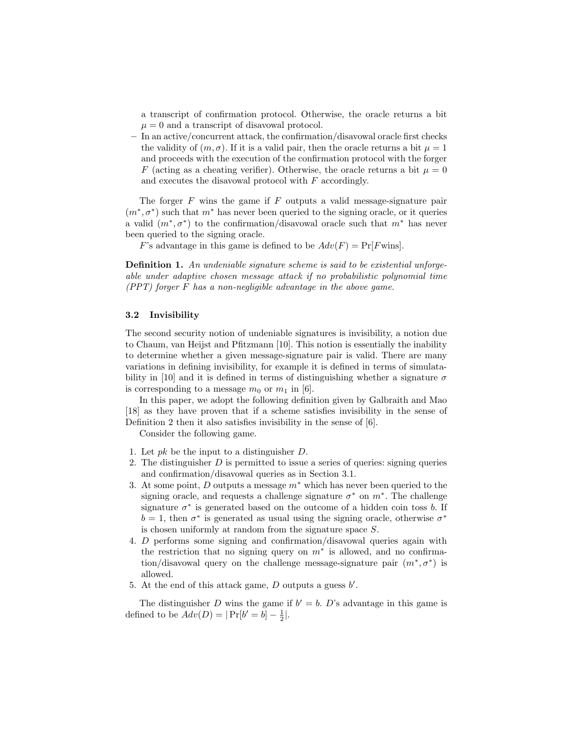a transcript of confirmation protocol. Otherwise, the oracle returns a bit $\mu = 0$ and a transcript of disavowal protocol.

– In an active/concurrent attack, the confirmation/disavowal oracle first checks the validity of $(m, \sigma)$. If it is a valid pair, then the oracle returns a bit $\mu = 1$ and proceeds with the execution of the confirmation protocol with the forger $F$ (acting as a cheating verifier). Otherwise, the oracle returns a bit $\mu = 0$ and executes the disavowal protocol with $F$ accordingly.

The forger $F$ wins the game if $F$ outputs a valid message-signature pair $(m^*, \sigma^*)$ such that $m^*$ has never been queried to the signing oracle, or it queries a valid $(m^*, \sigma^*)$ to the confirmation/disavowal oracle such that $m^*$ has never been queried to the signing oracle.

$F$'s advantage in this game is defined to be $Adv(F) = \Pr[F \text{wins}]$.

**Definition 1.** *An undeniable signature scheme is said to be existential unforgeable under adaptive chosen message attack if no probabilistic polynomial time (PPT) forger $F$ has a non-negligible advantage in the above game.*

### 3.2 Invisibility

The second security notion of undeniable signatures is invisibility, a notion due to Chaum, van Heijst and Pfitzmann [10]. This notion is essentially the inability to determine whether a given message-signature pair is valid. There are many variations in defining invisibility, for example it is defined in terms of simulatability in [10] and it is defined in terms of distinguishing whether a signature $\sigma$ is corresponding to a message $m_0$ or $m_1$ in [6].

In this paper, we adopt the following definition given by Galbraith and Mao [18] as they have proven that if a scheme satisfies invisibility in the sense of Definition 2 then it also satisfies invisibility in the sense of [6].

Consider the following game.

1. Let $pk$ be the input to a distinguisher $D$.
2. The distinguisher $D$ is permitted to issue a series of queries: signing queries and confirmation/disavowal queries as in Section 3.1.
3. At some point, $D$ outputs a message $m^*$ which has never been queried to the signing oracle, and requests a challenge signature $\sigma^*$ on $m^*$. The challenge signature $\sigma^*$ is generated based on the outcome of a hidden coin toss $b$. If $b = 1$, then $\sigma^*$ is generated as usual using the signing oracle, otherwise $\sigma^*$ is chosen uniformly at random from the signature space $S$.
4. $D$ performs some signing and confirmation/disavowal queries again with the restriction that no signing query on $m^*$ is allowed, and no confirmation/disavowal query on the challenge message-signature pair $(m^*, \sigma^*)$ is allowed.
5. At the end of this attack game, $D$ outputs a guess $b'$.

The distinguisher $D$ wins the game if $b' = b$. $D$'s advantage in this game is defined to be $Adv(D) = |\Pr[b' = b] - \frac{1}{2}|$.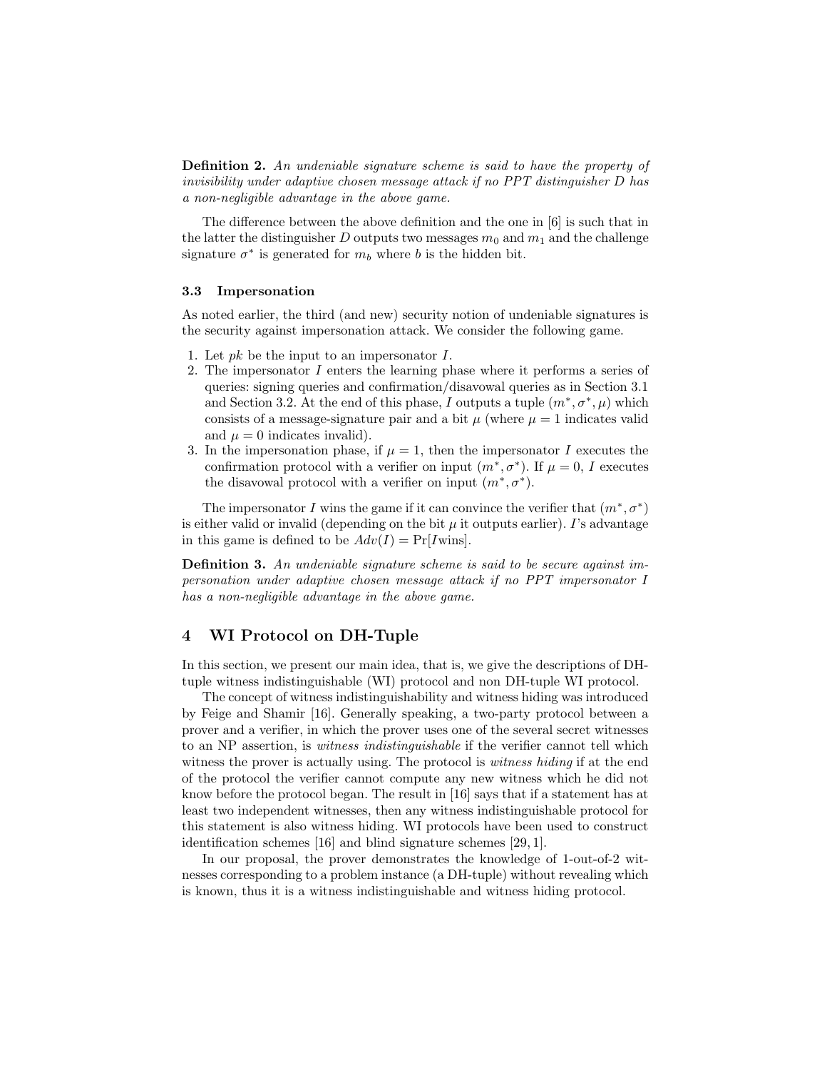**Definition 2.** *An undeniable signature scheme is said to have the property of invisibility under adaptive chosen message attack if no PPT distinguisher $D$ has a non-negligible advantage in the above game.*

The difference between the above definition and the one in [6] is such that in the latter the distinguisher $D$ outputs two messages $m_0$ and $m_1$ and the challenge signature $\sigma^*$ is generated for $m_b$ where $b$ is the hidden bit.

### 3.3 Impersonation

As noted earlier, the third (and new) security notion of undeniable signatures is the security against impersonation attack. We consider the following game.

1. Let $pk$ be the input to an impersonator $I$.
2. The impersonator $I$ enters the learning phase where it performs a series of queries: signing queries and confirmation/disavowal queries as in Section 3.1 and Section 3.2. At the end of this phase, $I$ outputs a tuple $(m^*, \sigma^*, \mu)$ which consists of a message-signature pair and a bit $\mu$ (where $\mu = 1$ indicates valid and $\mu = 0$ indicates invalid).
3. In the impersonation phase, if $\mu = 1$, then the impersonator $I$ executes the confirmation protocol with a verifier on input $(m^*, \sigma^*)$. If $\mu = 0$, $I$ executes the disavowal protocol with a verifier on input $(m^*, \sigma^*)$.

The impersonator $I$ wins the game if it can convince the verifier that $(m^*, \sigma^*)$ is either valid or invalid (depending on the bit $\mu$ it outputs earlier). $I$'s advantage in this game is defined to be $Adv(I) = \Pr[I \text{wins}]$.

**Definition 3.** *An undeniable signature scheme is said to be secure against impersonation under adaptive chosen message attack if no PPT impersonator $I$ has a non-negligible advantage in the above game.*

## 4 WI Protocol on DH-Tuple

In this section, we present our main idea, that is, we give the descriptions of DH-tuple witness indistinguishable (WI) protocol and non DH-tuple WI protocol.

The concept of witness indistinguishability and witness hiding was introduced by Feige and Shamir [16]. Generally speaking, a two-party protocol between a prover and a verifier, in which the prover uses one of the several secret witnesses to an NP assertion, is *witness indistinguishable* if the verifier cannot tell which witness the prover is actually using. The protocol is *witness hiding* if at the end of the protocol the verifier cannot compute any new witness which he did not know before the protocol began. The result in [16] says that if a statement has at least two independent witnesses, then any witness indistinguishable protocol for this statement is also witness hiding. WI protocols have been used to construct identification schemes [16] and blind signature schemes [29, 1].

In our proposal, the prover demonstrates the knowledge of 1-out-of-2 witnesses corresponding to a problem instance (a DH-tuple) without revealing which is known, thus it is a witness indistinguishable and witness hiding protocol.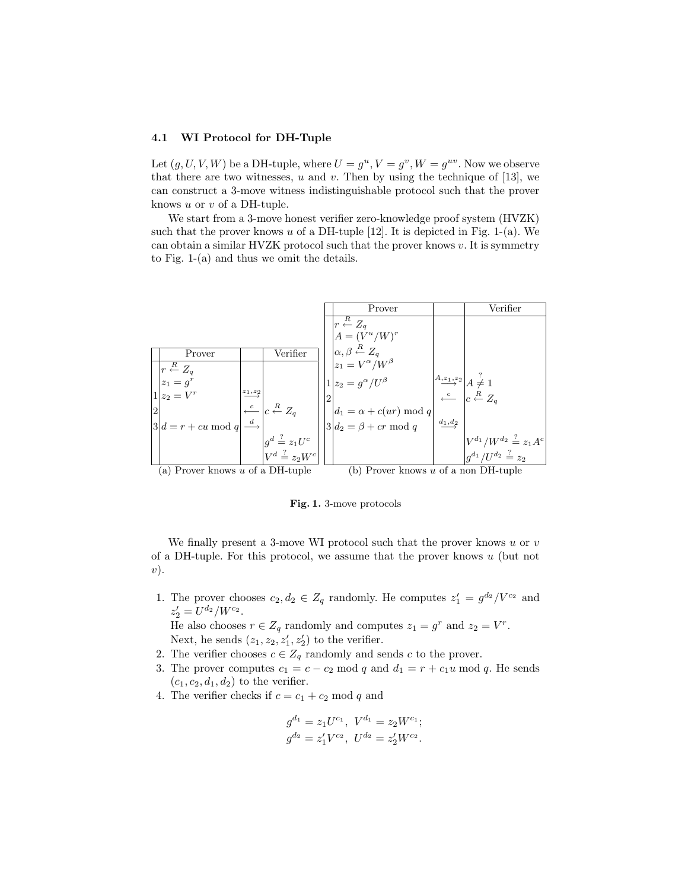### 4.1 WI Protocol for DH-Tuple

Let $(g, U, V, W)$ be a DH-tuple, where $U = g^u, V = g^v, W = g^{uv}$. Now we observe that there are two witnesses, $u$ and $v$. Then by using the technique of [13], we can construct a 3-move witness indistinguishable protocol such that the prover knows $u$ or $v$ of a DH-tuple.

We start from a 3-move honest verifier zero-knowledge proof system (HVZK) such that the prover knows $u$ of a DH-tuple [12]. It is depicted in Fig. 1-(a). We can obtain a similar HVZK protocol such that the prover knows $v$. It is symmetry to Fig. 1-(a) and thus we omit the details.

| | Prover | | Verifier |
|---|---|---|---|
| | $r \overset{R}{\leftarrow} Z_q$ | | |
| | $z_1 = g^r$ | | |
| 1 | $z_2 = V^r$ | $\overset{z_1, z_2}{\longrightarrow}$ | |
| 2 | | $\overset{c}{\longleftarrow}$ | $c \overset{R}{\leftarrow} Z_q$ |
| 3 | $d = r + cu \bmod q$ | $\overset{d}{\longrightarrow}$ | |
| | | | $g^d \overset{?}{=} z_1 U^c$ |
| | | | $V^d \overset{?}{=} z_2 W^c$ |

(a) Prover knows $u$ of a DH-tuple

| | Prover | | Verifier |
|---|---|---|---|
| | $r \overset{R}{\leftarrow} Z_q$ | | |
| | $A = (V^u/W)^r$ | | |
| | $\alpha, \beta \overset{R}{\leftarrow} Z_q$ | | |
| | $z_1 = V^\alpha / W^\beta$ | | |
| 1 | $z_2 = g^\alpha / U^\beta$ | $\overset{A, z_1, z_2}{\longrightarrow}$ | $A \overset{?}{\neq} 1$ |
| 2 | | $\overset{c}{\longleftarrow}$ | $c \overset{R}{\leftarrow} Z_q$ |
| | $d_1 = \alpha + c(ur) \bmod q$ | | |
| 3 | $d_2 = \beta + cr \bmod q$ | $\overset{d_1, d_2}{\longrightarrow}$ | |
| | | | $V^{d_1}/W^{d_2} \overset{?}{=} z_1 A^c$ |
| | | | $g^{d_1}/U^{d_2} \overset{?}{=} z_2$ |

(b) Prover knows $u$ of a non DH-tuple

**Fig. 1.** 3-move protocols

We finally present a 3-move WI protocol such that the prover knows $u$ or $v$ of a DH-tuple. For this protocol, we assume that the prover knows $u$ (but not $v$).

1. The prover chooses $c_2, d_2 \in Z_q$ randomly. He computes $z_1' = g^{d_2}/V^{c_2}$ and $z_2' = U^{d_2}/W^{c_2}$.
   He also chooses $r \in Z_q$ randomly and computes $z_1 = g^r$ and $z_2 = V^r$.
   Next, he sends $(z_1, z_2, z_1', z_2')$ to the verifier.
2. The verifier chooses $c \in Z_q$ randomly and sends $c$ to the prover.
3. The prover computes $c_1 = c - c_2 \bmod q$ and $d_1 = r + c_1 u \bmod q$. He sends $(c_1, c_2, d_1, d_2)$ to the verifier.
4. The verifier checks if $c = c_1 + c_2 \bmod q$ and

$$g^{d_1} = z_1 U^{c_1}, \ V^{d_1} = z_2 W^{c_1};$$
$$g^{d_2} = z_1' V^{c_2}, \ U^{d_2} = z_2' W^{c_2}.$$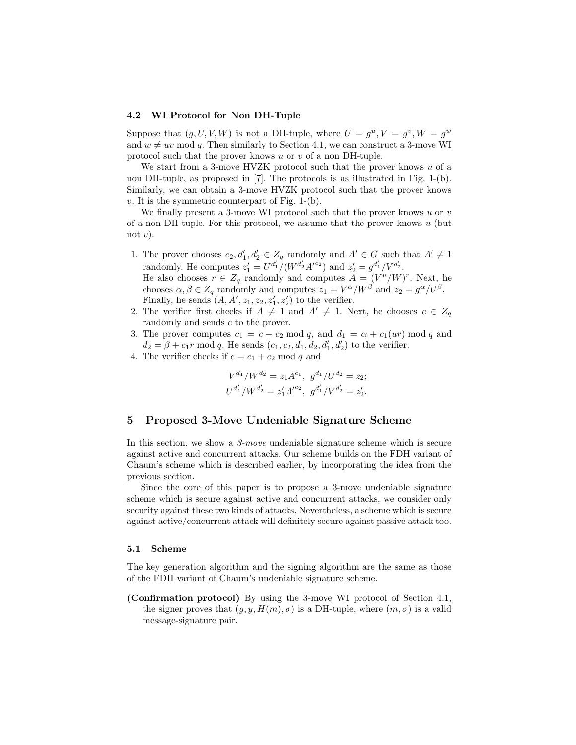### 4.2 WI Protocol for Non DH-Tuple

Suppose that $(g, U, V, W)$ is not a DH-tuple, where $U = g^u, V = g^v, W = g^w$ and $w \neq uv \bmod q$. Then similarly to Section 4.1, we can construct a 3-move WI protocol such that the prover knows $u$ or $v$ of a non DH-tuple.

We start from a 3-move HVZK protocol such that the prover knows $u$ of a non DH-tuple, as proposed in [7]. The protocols is as illustrated in Fig. 1-(b). Similarly, we can obtain a 3-move HVZK protocol such that the prover knows $v$. It is the symmetric counterpart of Fig. 1-(b).

We finally present a 3-move WI protocol such that the prover knows $u$ or $v$ of a non DH-tuple. For this protocol, we assume that the prover knows $u$ (but not $v$).

1. The prover chooses $c_2, d_1', d_2' \in Z_q$ randomly and $A' \in G$ such that $A' \neq 1$ randomly. He computes $z_1' = U^{d_1'}/(W^{d_2'} A'^{c_2})$ and $z_2' = g^{d_1'}/V^{d_2'}$.
   He also chooses $r \in Z_q$ randomly and computes $A = (V^u/W)^r$. Next, he chooses $\alpha, \beta \in Z_q$ randomly and computes $z_1 = V^\alpha/W^\beta$ and $z_2 = g^\alpha/U^\beta$.
   Finally, he sends $(A, A', z_1, z_2, z_1', z_2')$ to the verifier.
2. The verifier first checks if $A \neq 1$ and $A' \neq 1$. Next, he chooses $c \in Z_q$ randomly and sends $c$ to the prover.
3. The prover computes $c_1 = c - c_2 \bmod q$, and $d_1 = \alpha + c_1(ur) \bmod q$ and $d_2 = \beta + c_1 r \bmod q$. He sends $(c_1, c_2, d_1, d_2, d_1', d_2')$ to the verifier.
4. The verifier checks if $c = c_1 + c_2 \bmod q$ and

$$V^{d_1}/W^{d_2} = z_1 A^{c_1}, \ g^{d_1}/U^{d_2} = z_2;$$
$$U^{d_1'}/W^{d_2'} = z_1' A'^{c_2}, \ g^{d_1'}/V^{d_2'} = z_2'.$$

## 5 Proposed 3-Move Undeniable Signature Scheme

In this section, we show a *3-move* undeniable signature scheme which is secure against active and concurrent attacks. Our scheme builds on the FDH variant of Chaum's scheme which is described earlier, by incorporating the idea from the previous section.

Since the core of this paper is to propose a 3-move undeniable signature scheme which is secure against active and concurrent attacks, we consider only security against these two kinds of attacks. Nevertheless, a scheme which is secure against active/concurrent attack will definitely secure against passive attack too.

### 5.1 Scheme

The key generation algorithm and the signing algorithm are the same as those of the FDH variant of Chaum's undeniable signature scheme.

**(Confirmation protocol)** By using the 3-move WI protocol of Section 4.1, the signer proves that $(g, y, H(m), \sigma)$ is a DH-tuple, where $(m, \sigma)$ is a valid message-signature pair.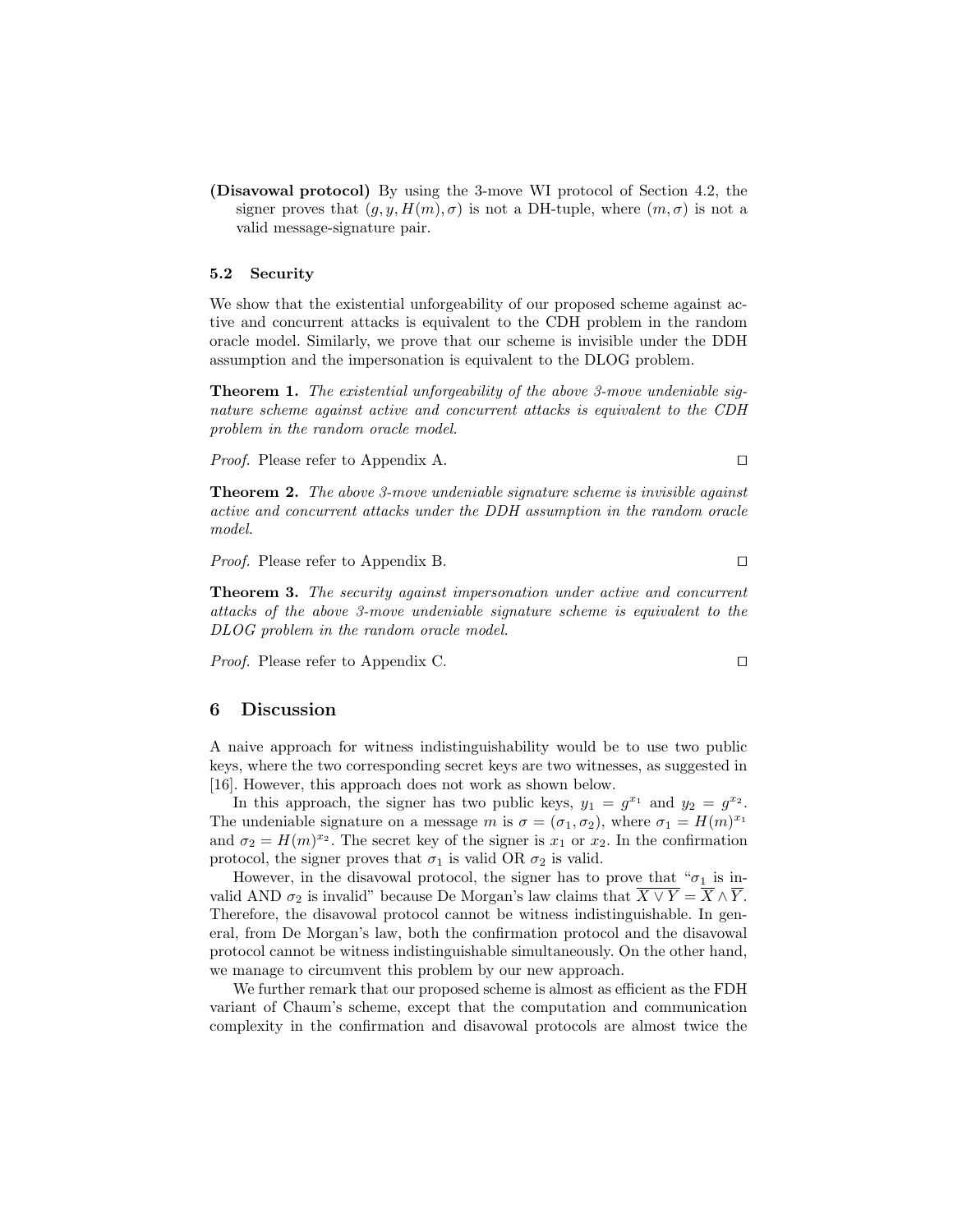**(Disavowal protocol)** By using the 3-move WI protocol of Section 4.2, the signer proves that $(g, y, H(m), \sigma)$ is not a DH-tuple, where $(m, \sigma)$ is not a valid message-signature pair.

### 5.2 Security

We show that the existential unforgeability of our proposed scheme against active and concurrent attacks is equivalent to the CDH problem in the random oracle model. Similarly, we prove that our scheme is invisible under the DDH assumption and the impersonation is equivalent to the DLOG problem.

**Theorem 1.** *The existential unforgeability of the above 3-move undeniable signature scheme against active and concurrent attacks is equivalent to the CDH problem in the random oracle model.*

*Proof.* Please refer to Appendix A. □

**Theorem 2.** *The above 3-move undeniable signature scheme is invisible against active and concurrent attacks under the DDH assumption in the random oracle model.*

*Proof.* Please refer to Appendix B. □

**Theorem 3.** *The security against impersonation under active and concurrent attacks of the above 3-move undeniable signature scheme is equivalent to the DLOG problem in the random oracle model.*

*Proof.* Please refer to Appendix C. □

## 6 Discussion

A naive approach for witness indistinguishability would be to use two public keys, where the two corresponding secret keys are two witnesses, as suggested in [16]. However, this approach does not work as shown below.

In this approach, the signer has two public keys, $y_1 = g^{x_1}$ and $y_2 = g^{x_2}$. The undeniable signature on a message $m$ is $\sigma = (\sigma_1, \sigma_2)$, where $\sigma_1 = H(m)^{x_1}$ and $\sigma_2 = H(m)^{x_2}$. The secret key of the signer is $x_1$ or $x_2$. In the confirmation protocol, the signer proves that $\sigma_1$ is valid OR $\sigma_2$ is valid.

However, in the disavowal protocol, the signer has to prove that "$\sigma_1$ is invalid AND $\sigma_2$ is invalid" because De Morgan's law claims that $\overline{X \vee Y} = \overline{X} \wedge \overline{Y}$. Therefore, the disavowal protocol cannot be witness indistinguishable. In general, from De Morgan's law, both the confirmation protocol and the disavowal protocol cannot be witness indistinguishable simultaneously. On the other hand, we manage to circumvent this problem by our new approach.

We further remark that our proposed scheme is almost as efficient as the FDH variant of Chaum's scheme, except that the computation and communication complexity in the confirmation and disavowal protocols are almost twice the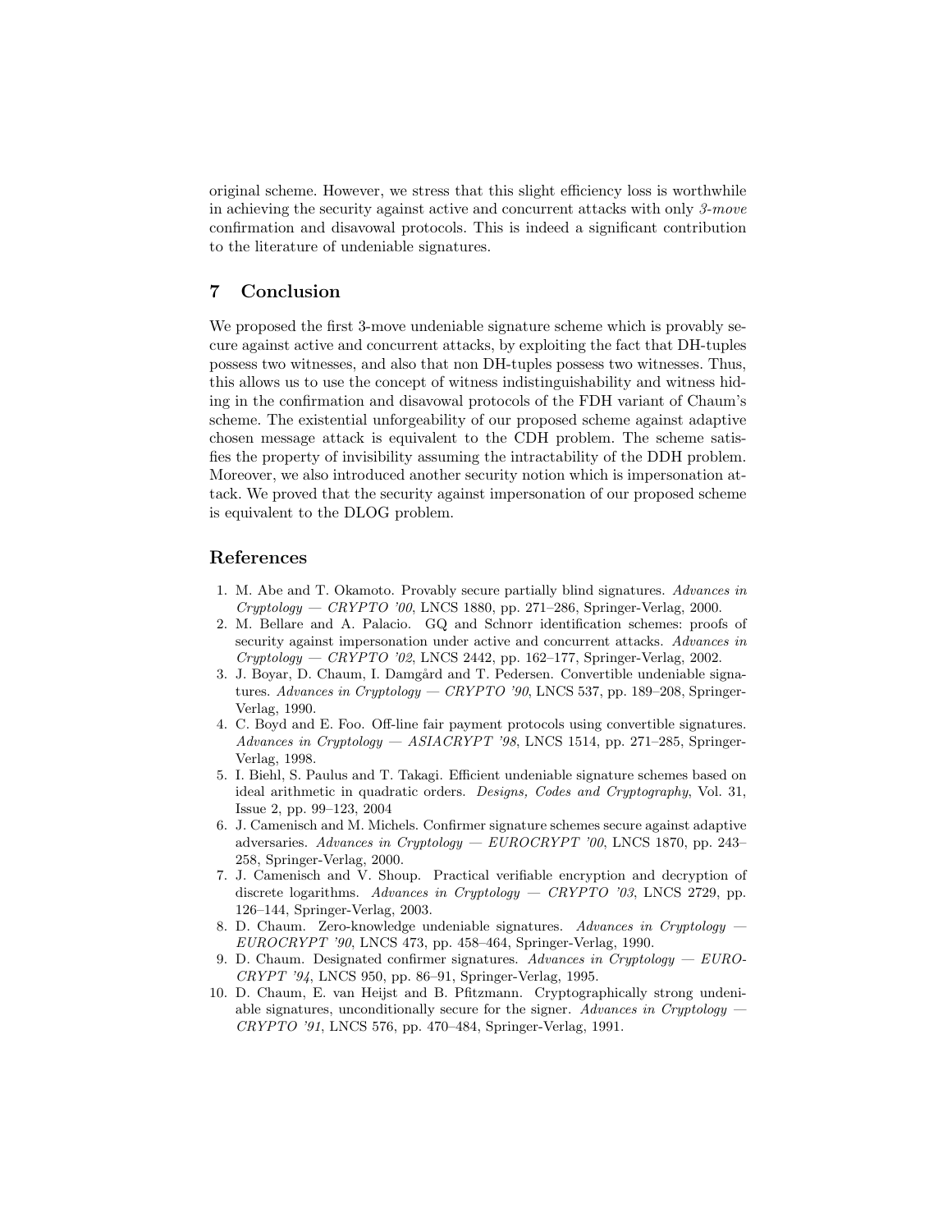original scheme. However, we stress that this slight efficiency loss is worthwhile in achieving the security against active and concurrent attacks with only *3-move* confirmation and disavowal protocols. This is indeed a significant contribution to the literature of undeniable signatures.

## 7 Conclusion

We proposed the first 3-move undeniable signature scheme which is provably secure against active and concurrent attacks, by exploiting the fact that DH-tuples possess two witnesses, and also that non DH-tuples possess two witnesses. Thus, this allows us to use the concept of witness indistinguishability and witness hiding in the confirmation and disavowal protocols of the FDH variant of Chaum's scheme. The existential unforgeability of our proposed scheme against adaptive chosen message attack is equivalent to the CDH problem. The scheme satisfies the property of invisibility assuming the intractability of the DDH problem. Moreover, we also introduced another security notion which is impersonation attack. We proved that the security against impersonation of our proposed scheme is equivalent to the DLOG problem.

## References

1. M. Abe and T. Okamoto. Provably secure partially blind signatures. *Advances in Cryptology — CRYPTO '00*, LNCS 1880, pp. 271–286, Springer-Verlag, 2000.
2. M. Bellare and A. Palacio. GQ and Schnorr identification schemes: proofs of security against impersonation under active and concurrent attacks. *Advances in Cryptology — CRYPTO '02*, LNCS 2442, pp. 162–177, Springer-Verlag, 2002.
3. J. Boyar, D. Chaum, I. Damgård and T. Pedersen. Convertible undeniable signatures. *Advances in Cryptology — CRYPTO '90*, LNCS 537, pp. 189–208, Springer-Verlag, 1990.
4. C. Boyd and E. Foo. Off-line fair payment protocols using convertible signatures. *Advances in Cryptology — ASIACRYPT '98*, LNCS 1514, pp. 271–285, Springer-Verlag, 1998.
5. I. Biehl, S. Paulus and T. Takagi. Efficient undeniable signature schemes based on ideal arithmetic in quadratic orders. *Designs, Codes and Cryptography*, Vol. 31, Issue 2, pp. 99–123, 2004
6. J. Camenisch and M. Michels. Confirmer signature schemes secure against adaptive adversaries. *Advances in Cryptology — EUROCRYPT '00*, LNCS 1870, pp. 243–258, Springer-Verlag, 2000.
7. J. Camenisch and V. Shoup. Practical verifiable encryption and decryption of discrete logarithms. *Advances in Cryptology — CRYPTO '03*, LNCS 2729, pp. 126–144, Springer-Verlag, 2003.
8. D. Chaum. Zero-knowledge undeniable signatures. *Advances in Cryptology — EUROCRYPT '90*, LNCS 473, pp. 458–464, Springer-Verlag, 1990.
9. D. Chaum. Designated confirmer signatures. *Advances in Cryptology — EUROCRYPT '94*, LNCS 950, pp. 86–91, Springer-Verlag, 1995.
10. D. Chaum, E. van Heijst and B. Pfitzmann. Cryptographically strong undeniable signatures, unconditionally secure for the signer. *Advances in Cryptology — CRYPTO '91*, LNCS 576, pp. 470–484, Springer-Verlag, 1991.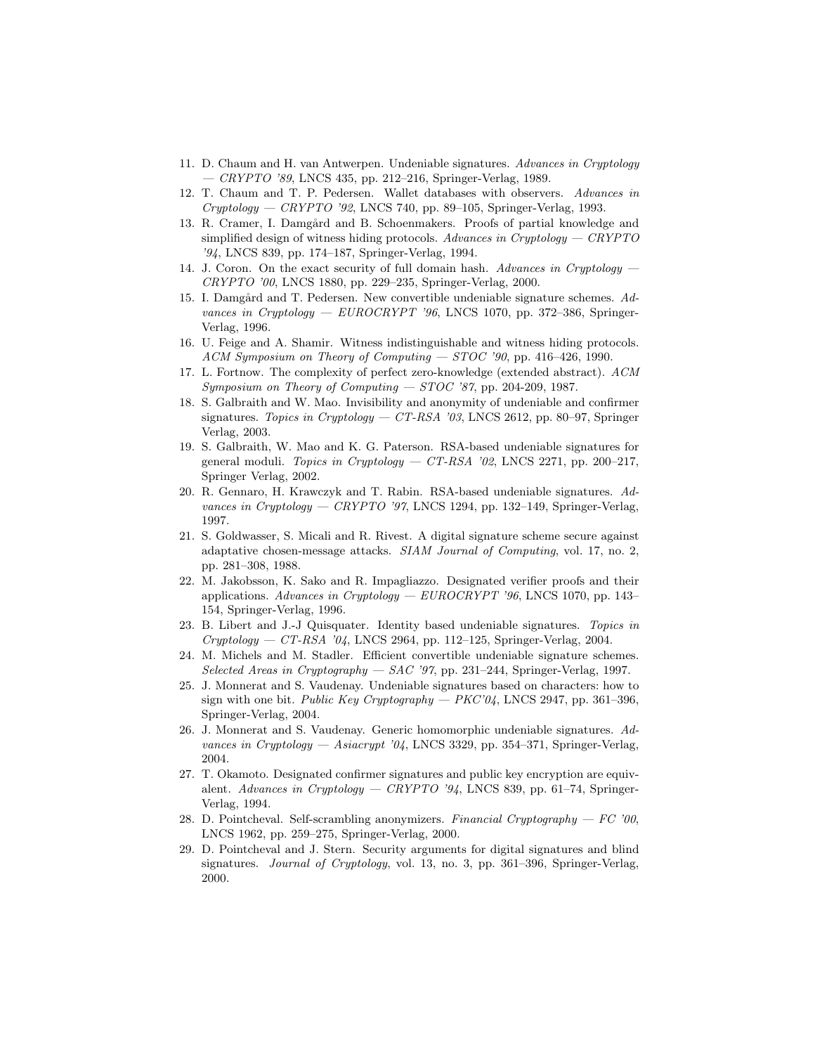11. D. Chaum and H. van Antwerpen. Undeniable signatures. *Advances in Cryptology — CRYPTO '89*, LNCS 435, pp. 212–216, Springer-Verlag, 1989.
12. T. Chaum and T. P. Pedersen. Wallet databases with observers. *Advances in Cryptology — CRYPTO '92*, LNCS 740, pp. 89–105, Springer-Verlag, 1993.
13. R. Cramer, I. Damgård and B. Schoenmakers. Proofs of partial knowledge and simplified design of witness hiding protocols. *Advances in Cryptology — CRYPTO '94*, LNCS 839, pp. 174–187, Springer-Verlag, 1994.
14. J. Coron. On the exact security of full domain hash. *Advances in Cryptology — CRYPTO '00*, LNCS 1880, pp. 229–235, Springer-Verlag, 2000.
15. I. Damgård and T. Pedersen. New convertible undeniable signature schemes. *Advances in Cryptology — EUROCRYPT '96*, LNCS 1070, pp. 372–386, Springer-Verlag, 1996.
16. U. Feige and A. Shamir. Witness indistinguishable and witness hiding protocols. *ACM Symposium on Theory of Computing — STOC '90*, pp. 416–426, 1990.
17. L. Fortnow. The complexity of perfect zero-knowledge (extended abstract). *ACM Symposium on Theory of Computing — STOC '87*, pp. 204-209, 1987.
18. S. Galbraith and W. Mao. Invisibility and anonymity of undeniable and confirmer signatures. *Topics in Cryptology — CT-RSA '03*, LNCS 2612, pp. 80–97, Springer Verlag, 2003.
19. S. Galbraith, W. Mao and K. G. Paterson. RSA-based undeniable signatures for general moduli. *Topics in Cryptology — CT-RSA '02*, LNCS 2271, pp. 200–217, Springer Verlag, 2002.
20. R. Gennaro, H. Krawczyk and T. Rabin. RSA-based undeniable signatures. *Advances in Cryptology — CRYPTO '97*, LNCS 1294, pp. 132–149, Springer-Verlag, 1997.
21. S. Goldwasser, S. Micali and R. Rivest. A digital signature scheme secure against adaptative chosen-message attacks. *SIAM Journal of Computing*, vol. 17, no. 2, pp. 281–308, 1988.
22. M. Jakobsson, K. Sako and R. Impagliazzo. Designated verifier proofs and their applications. *Advances in Cryptology — EUROCRYPT '96*, LNCS 1070, pp. 143–154, Springer-Verlag, 1996.
23. B. Libert and J.-J Quisquater. Identity based undeniable signatures. *Topics in Cryptology — CT-RSA '04*, LNCS 2964, pp. 112–125, Springer-Verlag, 2004.
24. M. Michels and M. Stadler. Efficient convertible undeniable signature schemes. *Selected Areas in Cryptography — SAC '97*, pp. 231–244, Springer-Verlag, 1997.
25. J. Monnerat and S. Vaudenay. Undeniable signatures based on characters: how to sign with one bit. *Public Key Cryptography — PKC'04*, LNCS 2947, pp. 361–396, Springer-Verlag, 2004.
26. J. Monnerat and S. Vaudenay. Generic homomorphic undeniable signatures. *Advances in Cryptology — Asiacrypt '04*, LNCS 3329, pp. 354–371, Springer-Verlag, 2004.
27. T. Okamoto. Designated confirmer signatures and public key encryption are equivalent. *Advances in Cryptology — CRYPTO '94*, LNCS 839, pp. 61–74, Springer-Verlag, 1994.
28. D. Pointcheval. Self-scrambling anonymizers. *Financial Cryptography — FC '00*, LNCS 1962, pp. 259–275, Springer-Verlag, 2000.
29. D. Pointcheval and J. Stern. Security arguments for digital signatures and blind signatures. *Journal of Cryptology*, vol. 13, no. 3, pp. 361–396, Springer-Verlag, 2000.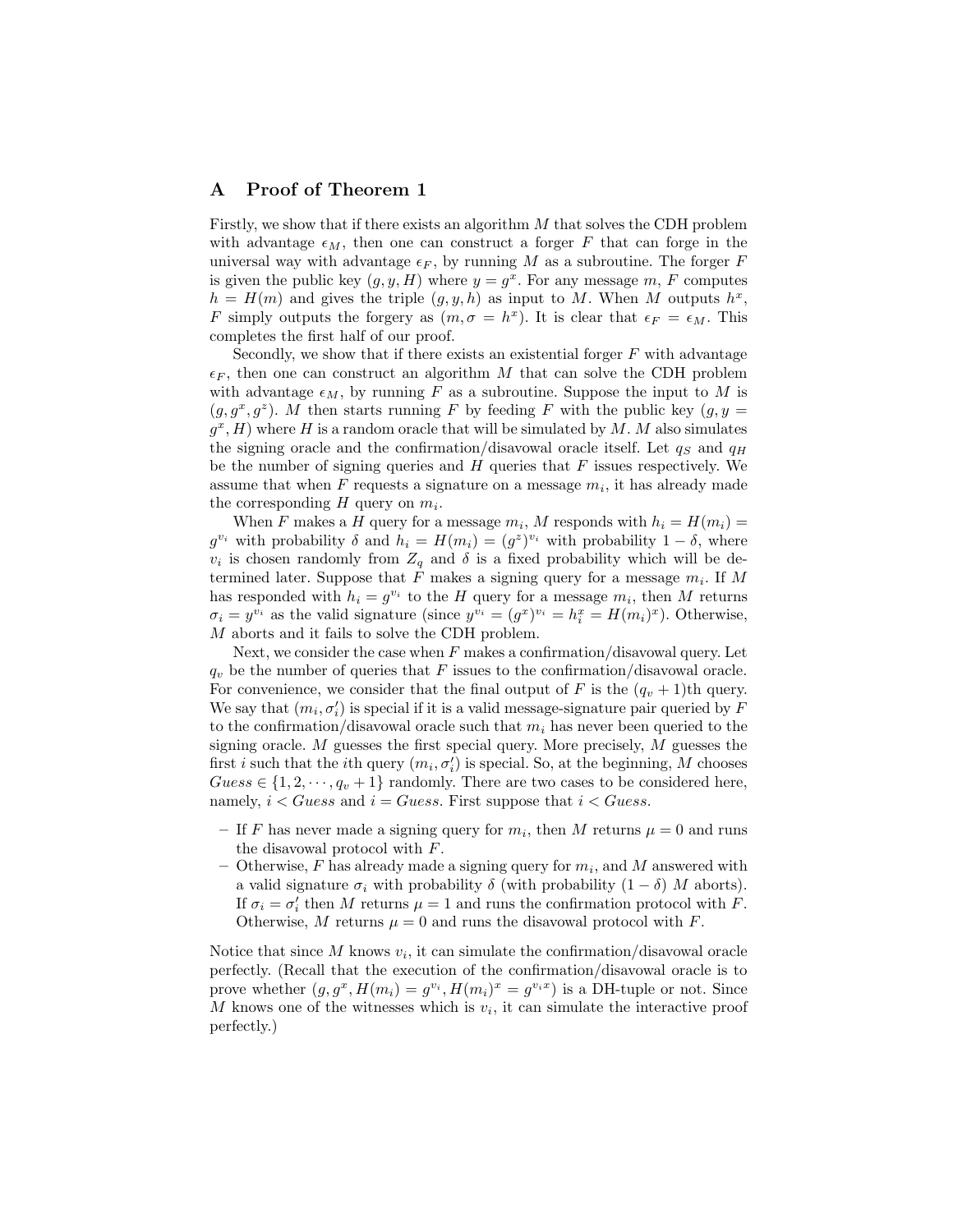## A Proof of Theorem 1

Firstly, we show that if there exists an algorithm $M$ that solves the CDH problem with advantage $\epsilon_M$, then one can construct a forger $F$ that can forge in the universal way with advantage $\epsilon_F$, by running $M$ as a subroutine. The forger $F$ is given the public key $(g, y, H)$ where $y = g^x$. For any message $m$, $F$ computes $h = H(m)$ and gives the triple $(g, y, h)$ as input to $M$. When $M$ outputs $h^x$, $F$ simply outputs the forgery as $(m, \sigma = h^x)$. It is clear that $\epsilon_F = \epsilon_M$. This completes the first half of our proof.

Secondly, we show that if there exists an existential forger $F$ with advantage $\epsilon_F$, then one can construct an algorithm $M$ that can solve the CDH problem with advantage $\epsilon_M$, by running $F$ as a subroutine. Suppose the input to $M$ is $(g, g^x, g^z)$. $M$ then starts running $F$ by feeding $F$ with the public key $(g, y = g^x, H)$ where $H$ is a random oracle that will be simulated by $M$. $M$ also simulates the signing oracle and the confirmation/disavowal oracle itself. Let $q_S$ and $q_H$ be the number of signing queries and $H$ queries that $F$ issues respectively. We assume that when $F$ requests a signature on a message $m_i$, it has already made the corresponding $H$ query on $m_i$.

When $F$ makes a $H$ query for a message $m_i$, $M$ responds with $h_i = H(m_i) = g^{v_i}$ with probability $\delta$ and $h_i = H(m_i) = (g^z)^{v_i}$ with probability $1 - \delta$, where $v_i$ is chosen randomly from $Z_q$ and $\delta$ is a fixed probability which will be determined later. Suppose that $F$ makes a signing query for a message $m_i$. If $M$ has responded with $h_i = g^{v_i}$ to the $H$ query for a message $m_i$, then $M$ returns $\sigma_i = y^{v_i}$ as the valid signature (since $y^{v_i} = (g^x)^{v_i} = h_i^x = H(m_i)^x$). Otherwise, $M$ aborts and it fails to solve the CDH problem.

Next, we consider the case when $F$ makes a confirmation/disavowal query. Let $q_v$ be the number of queries that $F$ issues to the confirmation/disavowal oracle. For convenience, we consider that the final output of $F$ is the $(q_v + 1)$th query. We say that $(m_i, \sigma'_i)$ is special if it is a valid message-signature pair queried by $F$ to the confirmation/disavowal oracle such that $m_i$ has never been queried to the signing oracle. $M$ guesses the first special query. More precisely, $M$ guesses the first $i$ such that the $i$th query $(m_i, \sigma'_i)$ is special. So, at the beginning, $M$ chooses $Guess \in \{1, 2, \cdots, q_v + 1\}$ randomly. There are two cases to be considered here, namely, $i < Guess$ and $i = Guess$. First suppose that $i < Guess$.

- If $F$ has never made a signing query for $m_i$, then $M$ returns $\mu = 0$ and runs the disavowal protocol with $F$.
- Otherwise, $F$ has already made a signing query for $m_i$, and $M$ answered with a valid signature $\sigma_i$ with probability $\delta$ (with probability $(1 - \delta)$ $M$ aborts). If $\sigma_i = \sigma'_i$ then $M$ returns $\mu = 1$ and runs the confirmation protocol with $F$. Otherwise, $M$ returns $\mu = 0$ and runs the disavowal protocol with $F$.

Notice that since $M$ knows $v_i$, it can simulate the confirmation/disavowal oracle perfectly. (Recall that the execution of the confirmation/disavowal oracle is to prove whether $(g, g^x, H(m_i) = g^{v_i}, H(m_i)^x = g^{v_i x})$ is a DH-tuple or not. Since $M$ knows one of the witnesses which is $v_i$, it can simulate the interactive proof perfectly.)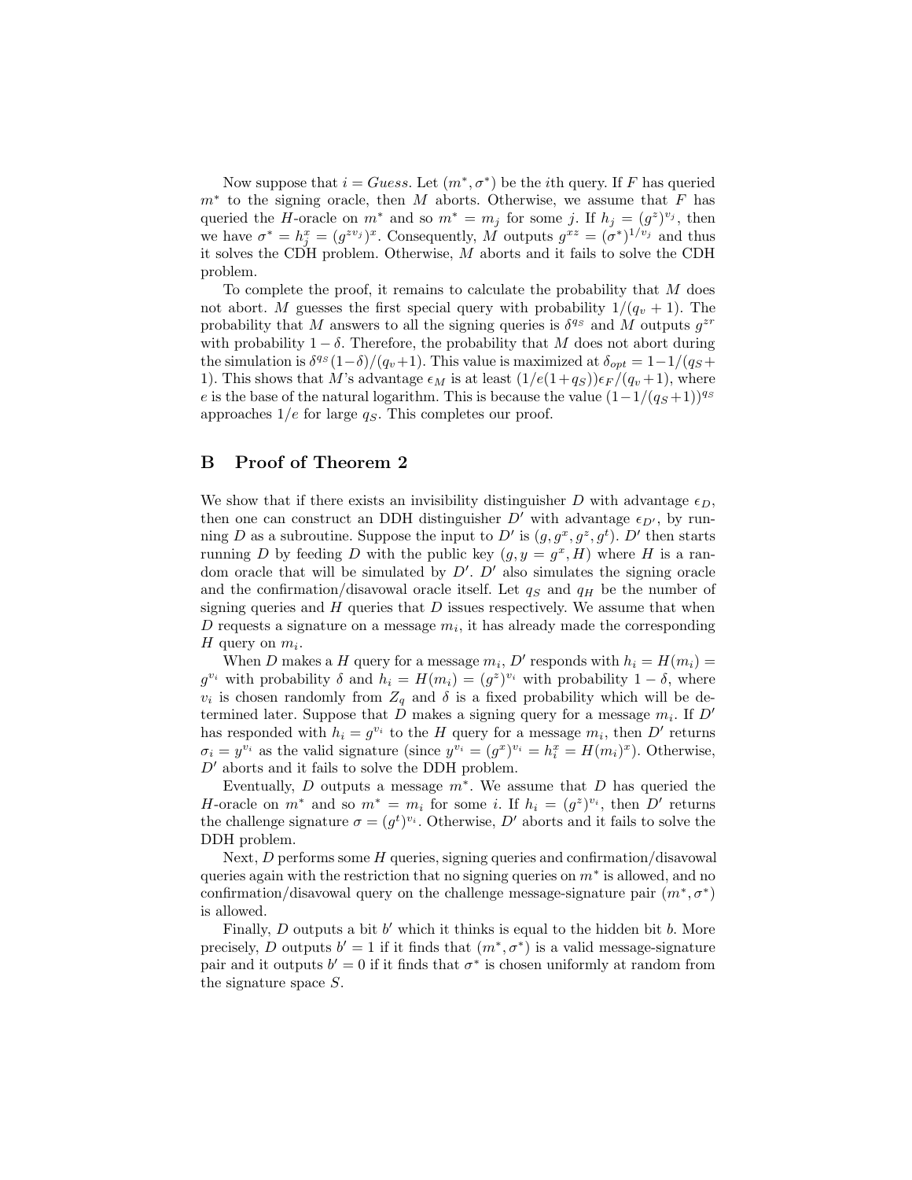Now suppose that $i = Guess$. Let $(m^*, \sigma^*)$ be the $i$th query. If $F$ has queried $m^*$ to the signing oracle, then $M$ aborts. Otherwise, we assume that $F$ has queried the $H$-oracle on $m^*$ and so $m^* = m_j$ for some $j$. If $h_j = (g^z)^{v_j}$, then we have $\sigma^* = h_j^x = (g^{zv_j})^x$. Consequently, $M$ outputs $g^{xz} = (\sigma^*)^{1/v_j}$ and thus it solves the CDH problem. Otherwise, $M$ aborts and it fails to solve the CDH problem.

To complete the proof, it remains to calculate the probability that $M$ does not abort. $M$ guesses the first special query with probability $1/(q_v + 1)$. The probability that $M$ answers to all the signing queries is $\delta^{q_S}$ and $M$ outputs $g^{zr}$ with probability $1 - \delta$. Therefore, the probability that $M$ does not abort during the simulation is $\delta^{q_S}(1-\delta)/(q_v+1)$. This value is maximized at $\delta_{opt} = 1 - 1/(q_S + 1)$. This shows that $M$'s advantage $\epsilon_M$ is at least $(1/e(1+q_S))\epsilon_F/(q_v+1)$, where $e$ is the base of the natural logarithm. This is because the value $(1-1/(q_S+1))^{q_S}$ approaches $1/e$ for large $q_S$. This completes our proof.

# B Proof of Theorem 2

We show that if there exists an invisibility distinguisher $D$ with advantage $\epsilon_D$, then one can construct an DDH distinguisher $D'$ with advantage $\epsilon_{D'}$, by running $D$ as a subroutine. Suppose the input to $D'$ is $(g, g^x, g^z, g^t)$. $D'$ then starts running $D$ by feeding $D$ with the public key $(g, y = g^x, H)$ where $H$ is a random oracle that will be simulated by $D'$. $D'$ also simulates the signing oracle and the confirmation/disavowal oracle itself. Let $q_S$ and $q_H$ be the number of signing queries and $H$ queries that $D$ issues respectively. We assume that when $D$ requests a signature on a message $m_i$, it has already made the corresponding $H$ query on $m_i$.

When $D$ makes a $H$ query for a message $m_i$, $D'$ responds with $h_i = H(m_i) = g^{v_i}$ with probability $\delta$ and $h_i = H(m_i) = (g^z)^{v_i}$ with probability $1 - \delta$, where $v_i$ is chosen randomly from $Z_q$ and $\delta$ is a fixed probability which will be determined later. Suppose that $D$ makes a signing query for a message $m_i$. If $D'$ has responded with $h_i = g^{v_i}$ to the $H$ query for a message $m_i$, then $D'$ returns $\sigma_i = y^{v_i}$ as the valid signature (since $y^{v_i} = (g^x)^{v_i} = h_i^x = H(m_i)^x$). Otherwise, $D'$ aborts and it fails to solve the DDH problem.

Eventually, $D$ outputs a message $m^*$. We assume that $D$ has queried the $H$-oracle on $m^*$ and so $m^* = m_i$ for some $i$. If $h_i = (g^z)^{v_i}$, then $D'$ returns the challenge signature $\sigma = (g^t)^{v_i}$. Otherwise, $D'$ aborts and it fails to solve the DDH problem.

Next, $D$ performs some $H$ queries, signing queries and confirmation/disavowal queries again with the restriction that no signing queries on $m^*$ is allowed, and no confirmation/disavowal query on the challenge message-signature pair $(m^*, \sigma^*)$ is allowed.

Finally, $D$ outputs a bit $b'$ which it thinks is equal to the hidden bit $b$. More precisely, $D$ outputs $b' = 1$ if it finds that $(m^*, \sigma^*)$ is a valid message-signature pair and it outputs $b' = 0$ if it finds that $\sigma^*$ is chosen uniformly at random from the signature space $S$.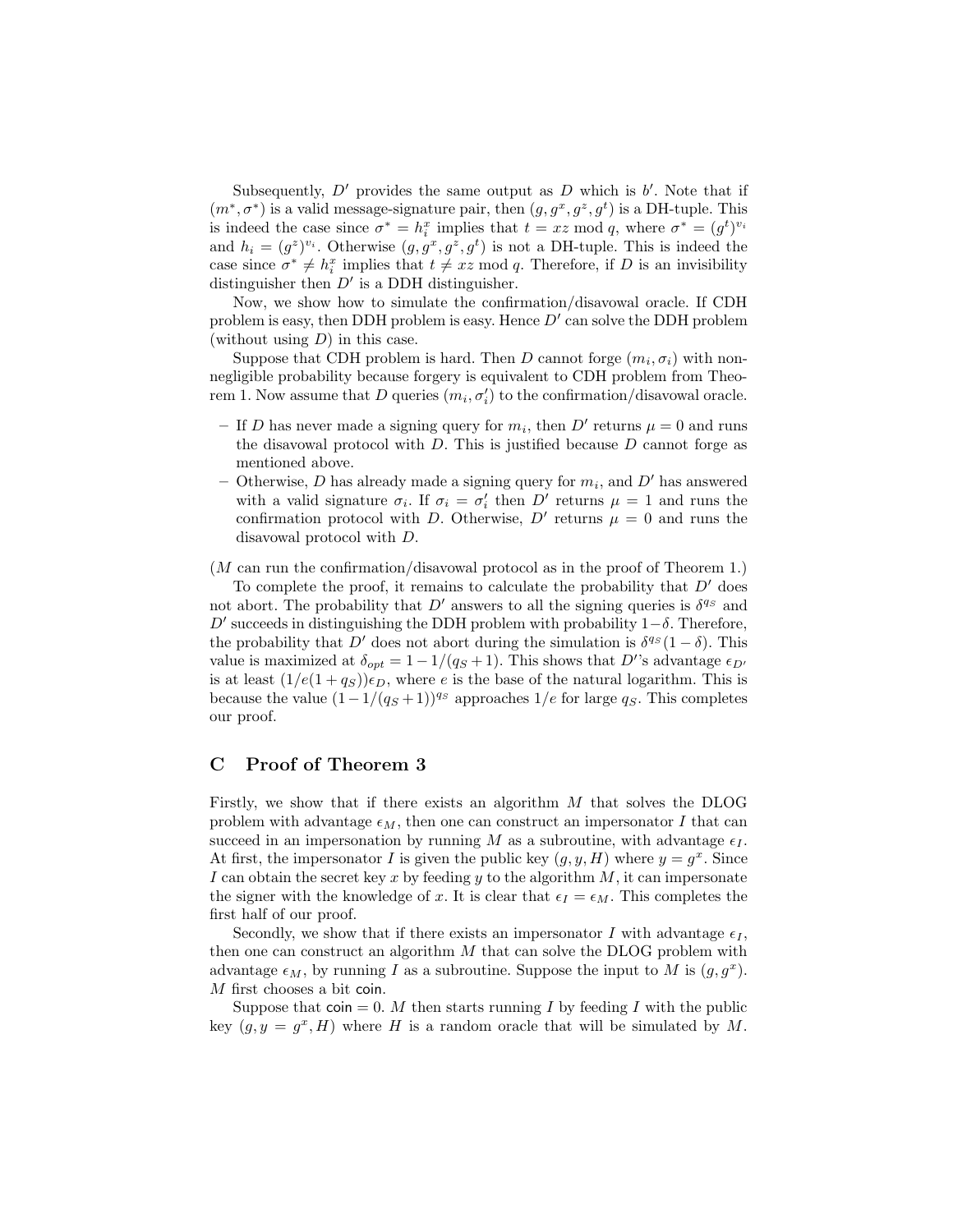Subsequently, $D'$ provides the same output as $D$ which is $b'$. Note that if $(m^*, \sigma^*)$ is a valid message-signature pair, then $(g, g^x, g^z, g^t)$ is a DH-tuple. This is indeed the case since $\sigma^* = h_i^x$ implies that $t = xz \bmod q$, where $\sigma^* = (g^t)^{v_i}$ and $h_i = (g^z)^{v_i}$. Otherwise $(g, g^x, g^z, g^t)$ is not a DH-tuple. This is indeed the case since $\sigma^* \neq h_i^x$ implies that $t \neq xz \bmod q$. Therefore, if $D$ is an invisibility distinguisher then $D'$ is a DDH distinguisher.

Now, we show how to simulate the confirmation/disavowal oracle. If CDH problem is easy, then DDH problem is easy. Hence $D'$ can solve the DDH problem (without using $D$) in this case.

Suppose that CDH problem is hard. Then $D$ cannot forge $(m_i, \sigma_i)$ with non-negligible probability because forgery is equivalent to CDH problem from Theorem 1. Now assume that $D$ queries $(m_i, \sigma_i')$ to the confirmation/disavowal oracle.

- If $D$ has never made a signing query for $m_i$, then $D'$ returns $\mu = 0$ and runs the disavowal protocol with $D$. This is justified because $D$ cannot forge as mentioned above.
- Otherwise, $D$ has already made a signing query for $m_i$, and $D'$ has answered with a valid signature $\sigma_i$. If $\sigma_i = \sigma_i'$ then $D'$ returns $\mu = 1$ and runs the confirmation protocol with $D$. Otherwise, $D'$ returns $\mu = 0$ and runs the disavowal protocol with $D$.

($M$ can run the confirmation/disavowal protocol as in the proof of Theorem 1.)

To complete the proof, it remains to calculate the probability that $D'$ does not abort. The probability that $D'$ answers to all the signing queries is $\delta^{q_S}$ and $D'$ succeeds in distinguishing the DDH problem with probability $1-\delta$. Therefore, the probability that $D'$ does not abort during the simulation is $\delta^{q_S}(1-\delta)$. This value is maximized at $\delta_{opt} = 1 - 1/(q_S+1)$. This shows that $D'$'s advantage $\epsilon_{D'}$ is at least $(1/e(1+q_S))\epsilon_D$, where $e$ is the base of the natural logarithm. This is because the value $(1-1/(q_S+1))^{q_S}$ approaches $1/e$ for large $q_S$. This completes our proof.

## C Proof of Theorem 3

Firstly, we show that if there exists an algorithm $M$ that solves the DLOG problem with advantage $\epsilon_M$, then one can construct an impersonator $I$ that can succeed in an impersonation by running $M$ as a subroutine, with advantage $\epsilon_I$. At first, the impersonator $I$ is given the public key $(g, y, H)$ where $y = g^x$. Since $I$ can obtain the secret key $x$ by feeding $y$ to the algorithm $M$, it can impersonate the signer with the knowledge of $x$. It is clear that $\epsilon_I = \epsilon_M$. This completes the first half of our proof.

Secondly, we show that if there exists an impersonator $I$ with advantage $\epsilon_I$, then one can construct an algorithm $M$ that can solve the DLOG problem with advantage $\epsilon_M$, by running $I$ as a subroutine. Suppose the input to $M$ is $(g, g^x)$. $M$ first chooses a bit $\mathsf{coin}$.

Suppose that $\mathsf{coin} = 0$. $M$ then starts running $I$ by feeding $I$ with the public key $(g, y = g^x, H)$ where $H$ is a random oracle that will be simulated by $M$.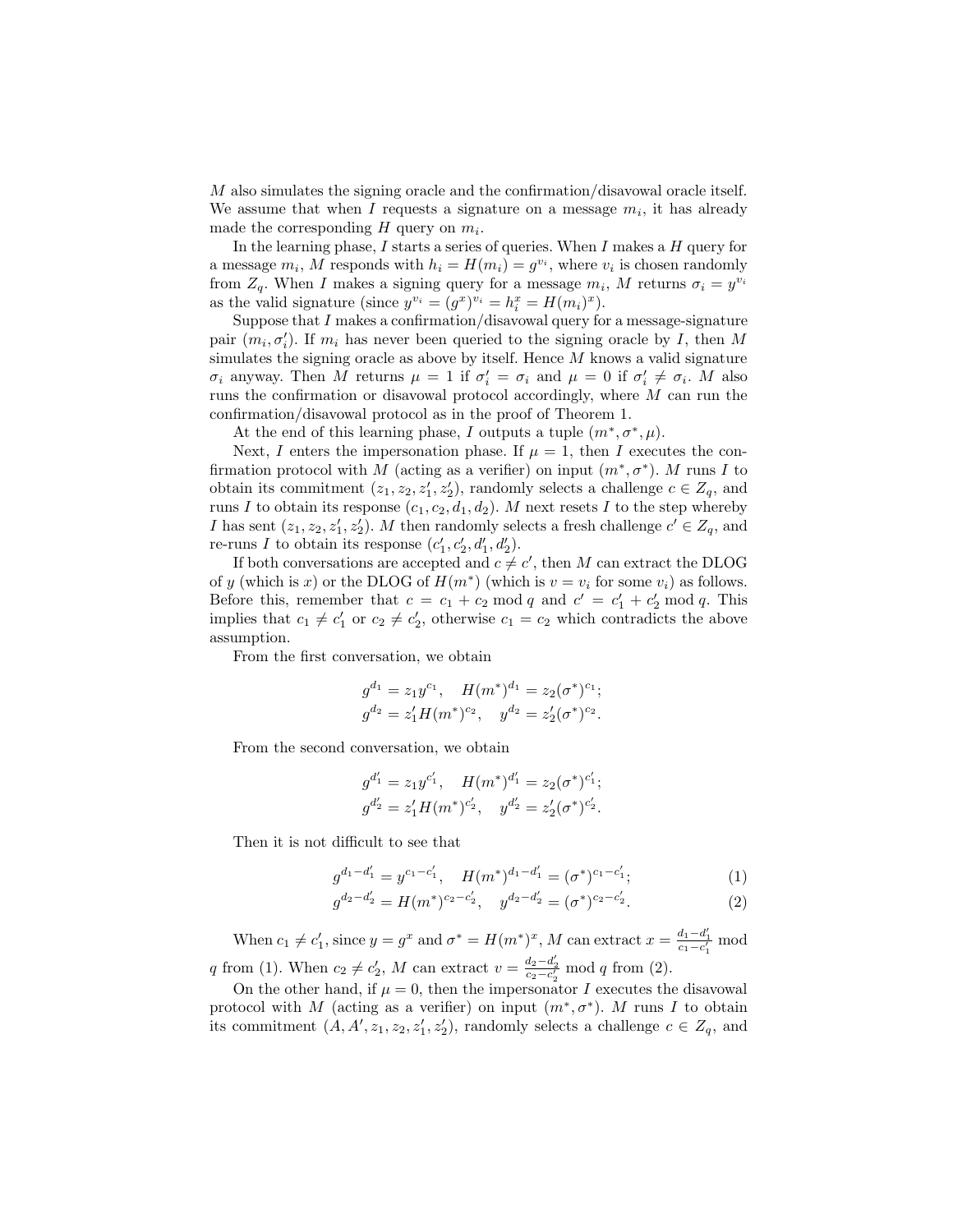$M$ also simulates the signing oracle and the confirmation/disavowal oracle itself. We assume that when $I$ requests a signature on a message $m_i$, it has already made the corresponding $H$ query on $m_i$.

In the learning phase, $I$ starts a series of queries. When $I$ makes a $H$ query for a message $m_i$, $M$ responds with $h_i = H(m_i) = g^{v_i}$, where $v_i$ is chosen randomly from $Z_q$. When $I$ makes a signing query for a message $m_i$, $M$ returns $\sigma_i = y^{v_i}$ as the valid signature (since $y^{v_i} = (g^x)^{v_i} = h_i^x = H(m_i)^x$).

Suppose that $I$ makes a confirmation/disavowal query for a message-signature pair $(m_i, \sigma_i')$. If $m_i$ has never been queried to the signing oracle by $I$, then $M$ simulates the signing oracle as above by itself. Hence $M$ knows a valid signature $\sigma_i$ anyway. Then $M$ returns $\mu = 1$ if $\sigma_i' = \sigma_i$ and $\mu = 0$ if $\sigma_i' \neq \sigma_i$. $M$ also runs the confirmation or disavowal protocol accordingly, where $M$ can run the confirmation/disavowal protocol as in the proof of Theorem 1.

At the end of this learning phase, $I$ outputs a tuple $(m^*, \sigma^*, \mu)$.

Next, $I$ enters the impersonation phase. If $\mu = 1$, then $I$ executes the confirmation protocol with $M$ (acting as a verifier) on input $(m^*, \sigma^*)$. $M$ runs $I$ to obtain its commitment $(z_1, z_2, z_1', z_2')$, randomly selects a challenge $c \in Z_q$, and runs $I$ to obtain its response $(c_1, c_2, d_1, d_2)$. $M$ next resets $I$ to the step whereby $I$ has sent $(z_1, z_2, z_1', z_2')$. $M$ then randomly selects a fresh challenge $c' \in Z_q$, and re-runs $I$ to obtain its response $(c_1', c_2', d_1', d_2')$.

If both conversations are accepted and $c \neq c'$, then $M$ can extract the DLOG of $y$ (which is $x$) or the DLOG of $H(m^*)$ (which is $v = v_i$ for some $v_i$) as follows. Before this, remember that $c = c_1 + c_2 \bmod q$ and $c' = c_1' + c_2' \bmod q$. This implies that $c_1 \neq c_1'$ or $c_2 \neq c_2'$, otherwise $c_1 = c_2$ which contradicts the above assumption.

From the first conversation, we obtain

$$g^{d_1} = z_1 y^{c_1}, \quad H(m^*)^{d_1} = z_2 (\sigma^*)^{c_1};$$
$$g^{d_2} = z_1' H(m^*)^{c_2}, \quad y^{d_2} = z_2' (\sigma^*)^{c_2}.$$

From the second conversation, we obtain

$$g^{d_1'} = z_1 y^{c_1'}, \quad H(m^*)^{d_1'} = z_2 (\sigma^*)^{c_1'};$$
$$g^{d_2'} = z_1' H(m^*)^{c_2'}, \quad y^{d_2'} = z_2' (\sigma^*)^{c_2'}.$$

Then it is not difficult to see that

$$g^{d_1 - d_1'} = y^{c_1 - c_1'}, \quad H(m^*)^{d_1 - d_1'} = (\sigma^*)^{c_1 - c_1'}; \tag{1}$$
$$g^{d_2 - d_2'} = H(m^*)^{c_2 - c_2'}, \quad y^{d_2 - d_2'} = (\sigma^*)^{c_2 - c_2'}. \tag{2}$$

When $c_1 \neq c_1'$, since $y = g^x$ and $\sigma^* = H(m^*)^x$, $M$ can extract $x = \frac{d_1 - d_1'}{c_1 - c_1'} \bmod q$ from (1). When $c_2 \neq c_2'$, $M$ can extract $v = \frac{d_2 - d_2'}{c_2 - c_2'} \bmod q$ from (2).

On the other hand, if $\mu = 0$, then the impersonator $I$ executes the disavowal protocol with $M$ (acting as a verifier) on input $(m^*, \sigma^*)$. $M$ runs $I$ to obtain its commitment $(A, A', z_1, z_2, z_1', z_2')$, randomly selects a challenge $c \in Z_q$, and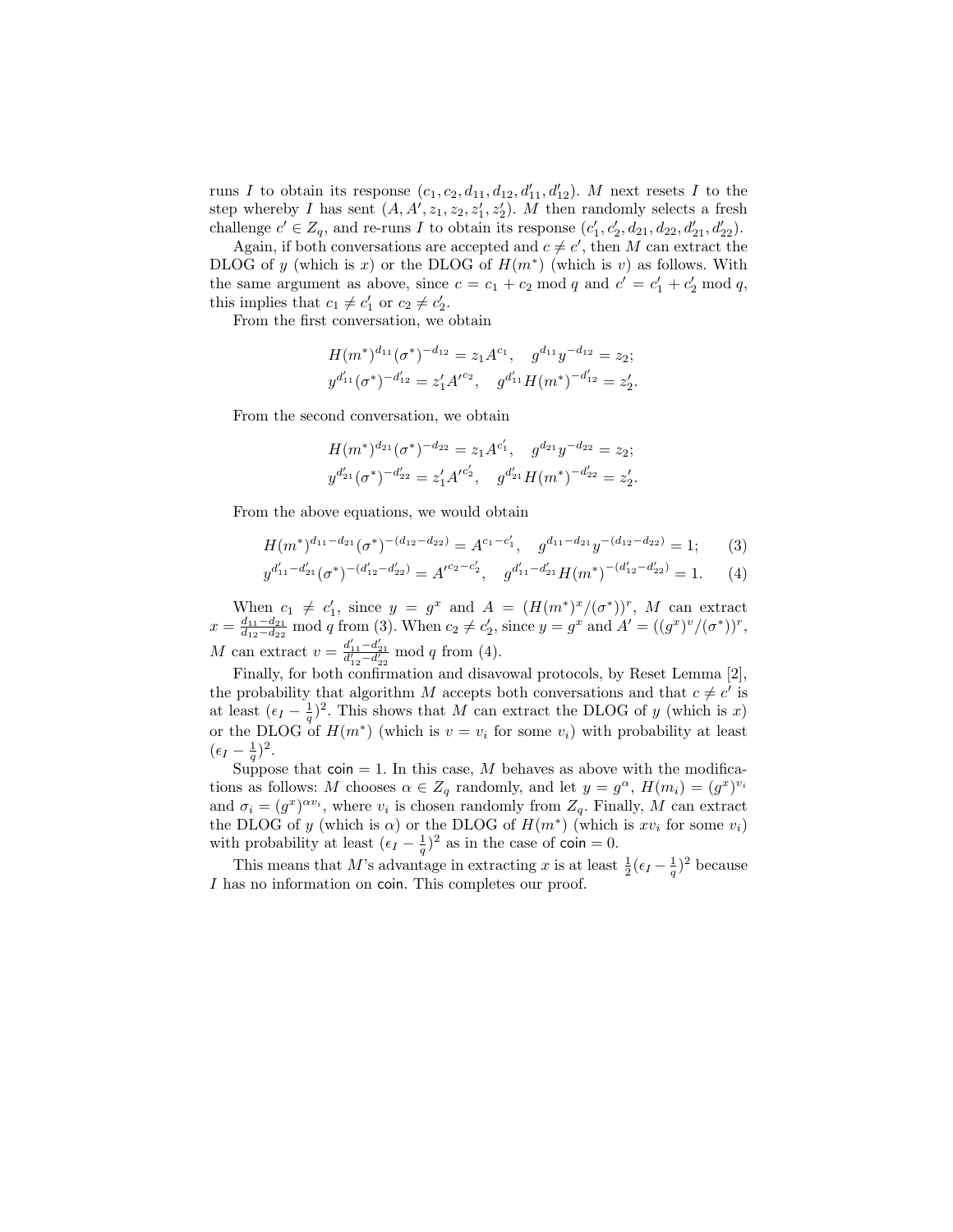runs $I$ to obtain its response $(c_1, c_2, d_{11}, d_{12}, d'_{11}, d'_{12})$. $M$ next resets $I$ to the step whereby $I$ has sent $(A, A', z_1, z_2, z'_1, z'_2)$. $M$ then randomly selects a fresh challenge $c' \in Z_q$, and re-runs $I$ to obtain its response $(c'_1, c'_2, d_{21}, d_{22}, d'_{21}, d'_{22})$.

Again, if both conversations are accepted and $c \neq c'$, then $M$ can extract the DLOG of $y$ (which is $x$) or the DLOG of $H(m^*)$ (which is $v$) as follows. With the same argument as above, since $c = c_1 + c_2 \bmod q$ and $c' = c'_1 + c'_2 \bmod q$, this implies that $c_1 \neq c'_1$ or $c_2 \neq c'_2$.

From the first conversation, we obtain

$$H(m^*)^{d_{11}}(\sigma^*)^{-d_{12}} = z_1 A^{c_1}, \quad g^{d_{11}} y^{-d_{12}} = z_2;$$
$$y^{d'_{11}}(\sigma^*)^{-d'_{12}} = z'_1 {A'}^{c_2}, \quad g^{d'_{11}} H(m^*)^{-d'_{12}} = z'_2.$$

From the second conversation, we obtain

$$H(m^*)^{d_{21}}(\sigma^*)^{-d_{22}} = z_1 A^{c'_1}, \quad g^{d_{21}} y^{-d_{22}} = z_2;$$
$$y^{d'_{21}}(\sigma^*)^{-d'_{22}} = z'_1 {A'}^{c'_2}, \quad g^{d'_{21}} H(m^*)^{-d'_{22}} = z'_2.$$

From the above equations, we would obtain

$$H(m^*)^{d_{11}-d_{21}}(\sigma^*)^{-(d_{12}-d_{22})} = A^{c_1 - c'_1}, \quad g^{d_{11}-d_{21}} y^{-(d_{12}-d_{22})} = 1; \tag{3}$$
$$y^{d'_{11}-d'_{21}}(\sigma^*)^{-(d'_{12}-d'_{22})} = {A'}^{c_2 - c'_2}, \quad g^{d'_{11}-d'_{21}} H(m^*)^{-(d'_{12}-d'_{22})} = 1. \tag{4}$$

When $c_1 \neq c'_1$, since $y = g^x$ and $A = (H(m^*)^x/(\sigma^*))^r$, $M$ can extract $x = \frac{d_{11}-d_{21}}{d_{12}-d_{22}} \bmod q$ from (3). When $c_2 \neq c'_2$, since $y = g^x$ and $A' = ((g^x)^v/(\sigma^*))^r$, $M$ can extract $v = \frac{d'_{11}-d'_{21}}{d'_{12}-d'_{22}} \bmod q$ from (4).

Finally, for both confirmation and disavowal protocols, by Reset Lemma [2], the probability that algorithm $M$ accepts both conversations and that $c \neq c'$ is at least $(\epsilon_I - \frac{1}{q})^2$. This shows that $M$ can extract the DLOG of $y$ (which is $x$) or the DLOG of $H(m^*)$ (which is $v = v_i$ for some $v_i$) with probability at least $(\epsilon_I - \frac{1}{q})^2$.

Suppose that $\mathsf{coin} = 1$. In this case, $M$ behaves as above with the modifications as follows: $M$ chooses $\alpha \in Z_q$ randomly, and let $y = g^\alpha$, $H(m_i) = (g^x)^{v_i}$ and $\sigma_i = (g^x)^{\alpha v_i}$, where $v_i$ is chosen randomly from $Z_q$. Finally, $M$ can extract the DLOG of $y$ (which is $\alpha$) or the DLOG of $H(m^*)$ (which is $x v_i$ for some $v_i$) with probability at least $(\epsilon_I - \frac{1}{q})^2$ as in the case of $\mathsf{coin} = 0$.

This means that $M$'s advantage in extracting $x$ is at least $\frac{1}{2}(\epsilon_I - \frac{1}{q})^2$ because $I$ has no information on $\mathsf{coin}$. This completes our proof.